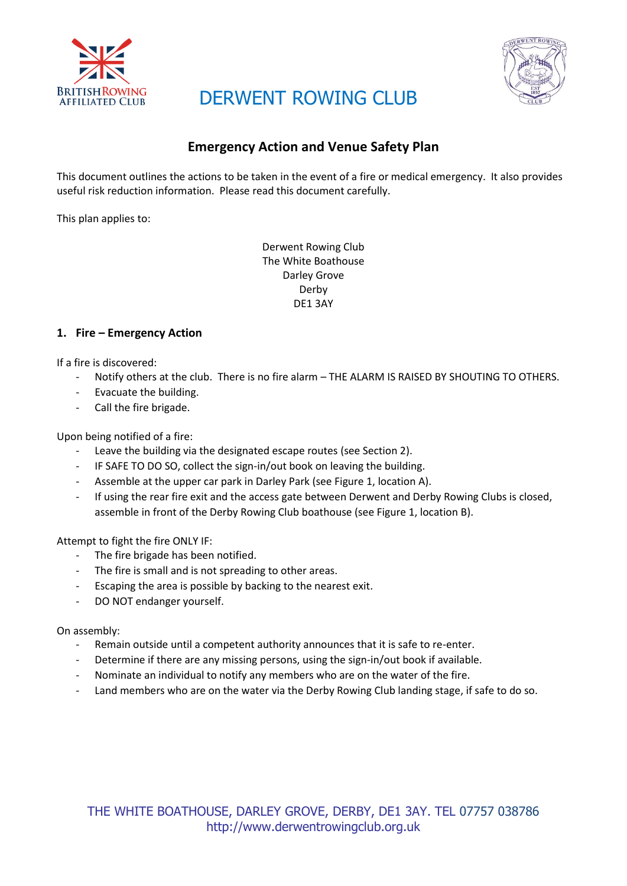# DERWENT ROWING CLUB

## Emergency Action and Venue Safety Plan

This document outlines the actions to be taken in the event of a fire or medical emergency. It also provides useful risk reduction information. Please read this document carefully.

This plan applies to:

Derwent Rowing Club
The White Boathouse
Darley Grove
Derby
DE1 3AY

### 1. Fire – Emergency Action

If a fire is discovered:

- Notify others at the club. There is no fire alarm – THE ALARM IS RAISED BY SHOUTING TO OTHERS.
- Evacuate the building.
- Call the fire brigade.

Upon being notified of a fire:

- Leave the building via the designated escape routes (see Section 2).
- IF SAFE TO DO SO, collect the sign-in/out book on leaving the building.
- Assemble at the upper car park in Darley Park (see Figure 1, location A).
- If using the rear fire exit and the access gate between Derwent and Derby Rowing Clubs is closed, assemble in front of the Derby Rowing Club boathouse (see Figure 1, location B).

Attempt to fight the fire ONLY IF:

- The fire brigade has been notified.
- The fire is small and is not spreading to other areas.
- Escaping the area is possible by backing to the nearest exit.
- DO NOT endanger yourself.

On assembly:

- Remain outside until a competent authority announces that it is safe to re-enter.
- Determine if there are any missing persons, using the sign-in/out book if available.
- Nominate an individual to notify any members who are on the water of the fire.
- Land members who are on the water via the Derby Rowing Club landing stage, if safe to do so.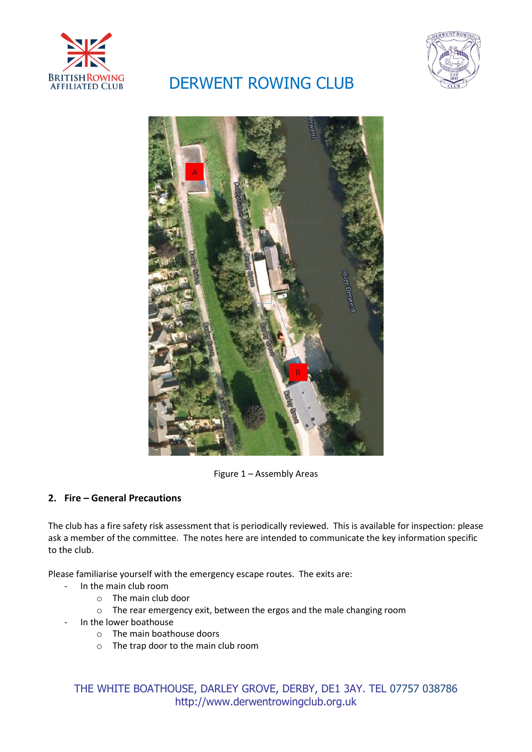Figure 1 – Assembly Areas

## 2. Fire – General Precautions

The club has a fire safety risk assessment that is periodically reviewed. This is available for inspection: please ask a member of the committee. The notes here are intended to communicate the key information specific to the club.

Please familiarise yourself with the emergency escape routes. The exits are:

- In the main club room
  - The main club door
  - The rear emergency exit, between the ergos and the male changing room
- In the lower boathouse
  - The main boathouse doors
  - The trap door to the main club room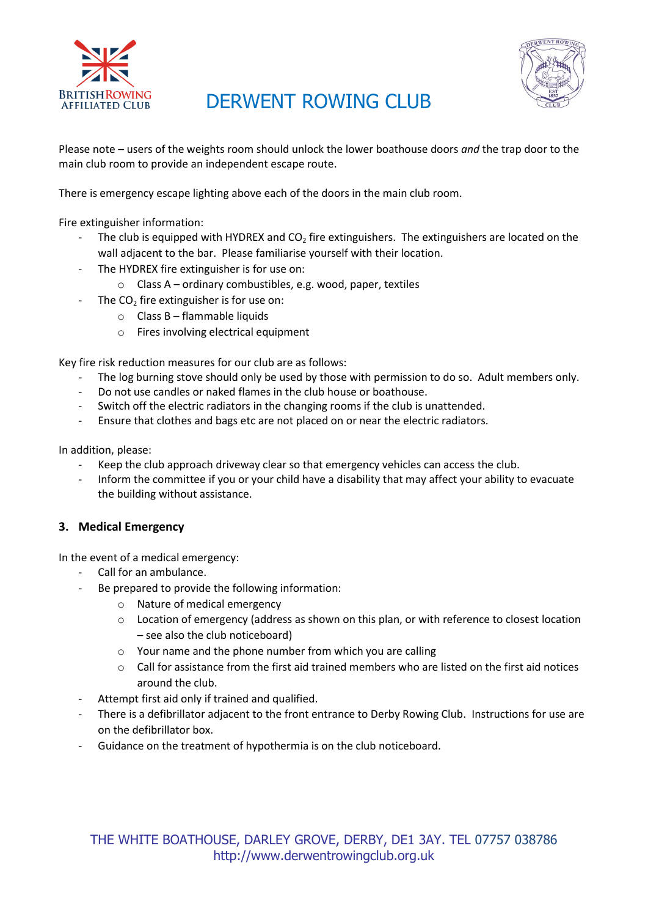Please note – users of the weights room should unlock the lower boathouse doors *and* the trap door to the main club room to provide an independent escape route.

There is emergency escape lighting above each of the doors in the main club room.

Fire extinguisher information:

- The club is equipped with HYDREX and $CO_2$ fire extinguishers. The extinguishers are located on the wall adjacent to the bar. Please familiarise yourself with their location.
- The HYDREX fire extinguisher is for use on:
  - Class A – ordinary combustibles, e.g. wood, paper, textiles
- The $CO_2$ fire extinguisher is for use on:
  - Class B – flammable liquids
  - Fires involving electrical equipment

Key fire risk reduction measures for our club are as follows:

- The log burning stove should only be used by those with permission to do so. Adult members only.
- Do not use candles or naked flames in the club house or boathouse.
- Switch off the electric radiators in the changing rooms if the club is unattended.
- Ensure that clothes and bags etc are not placed on or near the electric radiators.

In addition, please:

- Keep the club approach driveway clear so that emergency vehicles can access the club.
- Inform the committee if you or your child have a disability that may affect your ability to evacuate the building without assistance.

### 3. Medical Emergency

In the event of a medical emergency:

- Call for an ambulance.
- Be prepared to provide the following information:
  - Nature of medical emergency
  - Location of emergency (address as shown on this plan, or with reference to closest location – see also the club noticeboard)
  - Your name and the phone number from which you are calling
  - Call for assistance from the first aid trained members who are listed on the first aid notices around the club.
- Attempt first aid only if trained and qualified.
- There is a defibrillator adjacent to the front entrance to Derby Rowing Club. Instructions for use are on the defibrillator box.
- Guidance on the treatment of hypothermia is on the club noticeboard.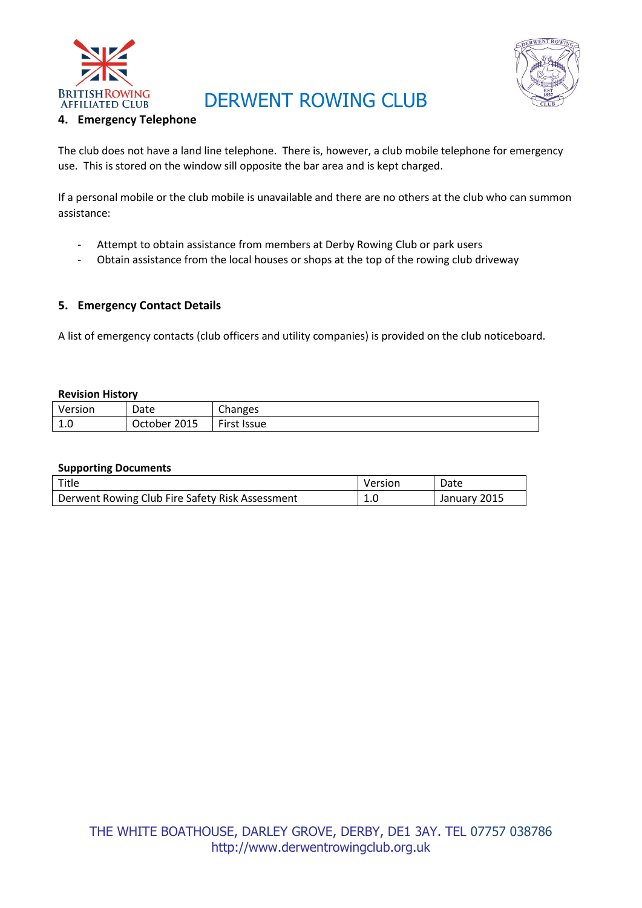## 4. Emergency Telephone

The club does not have a land line telephone. There is, however, a club mobile telephone for emergency use. This is stored on the window sill opposite the bar area and is kept charged.

If a personal mobile or the club mobile is unavailable and there are no others at the club who can summon assistance:

- Attempt to obtain assistance from members at Derby Rowing Club or park users
- Obtain assistance from the local houses or shops at the top of the rowing club driveway

## 5. Emergency Contact Details

A list of emergency contacts (club officers and utility companies) is provided on the club noticeboard.

**Revision History**

| Version | Date | Changes |
|---|---|---|
| 1.0 | October 2015 | First Issue |

**Supporting Documents**

| Title | Version | Date |
|---|---|---|
| Derwent Rowing Club Fire Safety Risk Assessment | 1.0 | January 2015 |